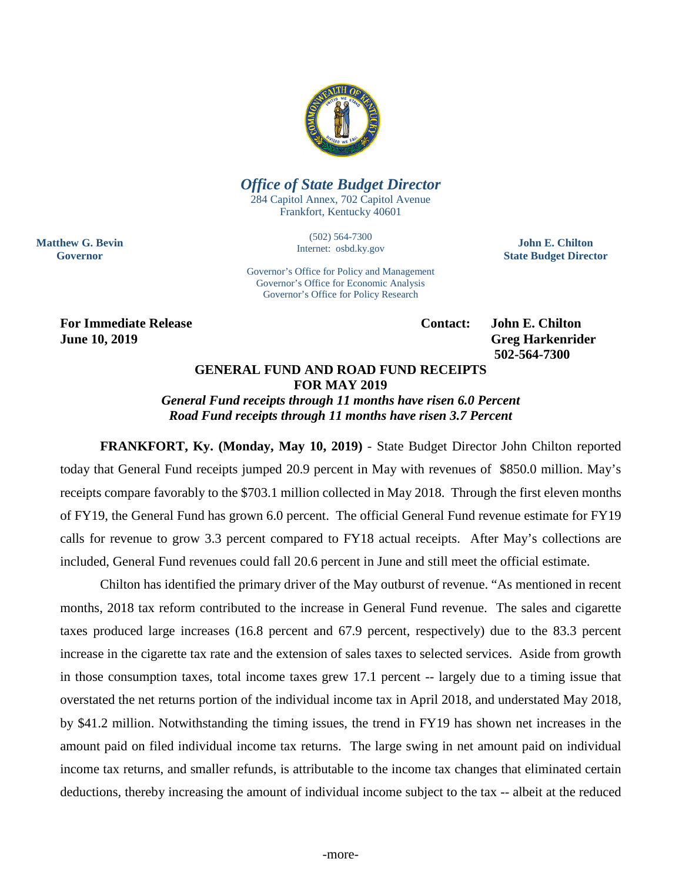## *Office of State Budget Director*

284 Capitol Annex, 702 Capitol Avenue
Frankfort, Kentucky 40601

(502) 564-7300
Internet: osbd.ky.gov

**Matthew G. Bevin**
**Governor**

**John E. Chilton**
**State Budget Director**

Governor's Office for Policy and Management
Governor's Office for Economic Analysis
Governor's Office for Policy Research

**For Immediate Release**
**June 10, 2019**

**Contact: John E. Chilton**
**Greg Harkenrider**
**502-564-7300**

# GENERAL FUND AND ROAD FUND RECEIPTS FOR MAY 2019

***General Fund receipts through 11 months have risen 6.0 Percent***
***Road Fund receipts through 11 months have risen 3.7 Percent***

**FRANKFORT, Ky. (Monday, May 10, 2019)** - State Budget Director John Chilton reported today that General Fund receipts jumped 20.9 percent in May with revenues of $850.0 million. May's receipts compare favorably to the $703.1 million collected in May 2018. Through the first eleven months of FY19, the General Fund has grown 6.0 percent. The official General Fund revenue estimate for FY19 calls for revenue to grow 3.3 percent compared to FY18 actual receipts. After May's collections are included, General Fund revenues could fall 20.6 percent in June and still meet the official estimate.

Chilton has identified the primary driver of the May outburst of revenue. "As mentioned in recent months, 2018 tax reform contributed to the increase in General Fund revenue. The sales and cigarette taxes produced large increases (16.8 percent and 67.9 percent, respectively) due to the 83.3 percent increase in the cigarette tax rate and the extension of sales taxes to selected services. Aside from growth in those consumption taxes, total income taxes grew 17.1 percent -- largely due to a timing issue that overstated the net returns portion of the individual income tax in April 2018, and understated May 2018, by $41.2 million. Notwithstanding the timing issues, the trend in FY19 has shown net increases in the amount paid on filed individual income tax returns. The large swing in net amount paid on individual income tax returns, and smaller refunds, is attributable to the income tax changes that eliminated certain deductions, thereby increasing the amount of individual income subject to the tax -- albeit at the reduced

-more-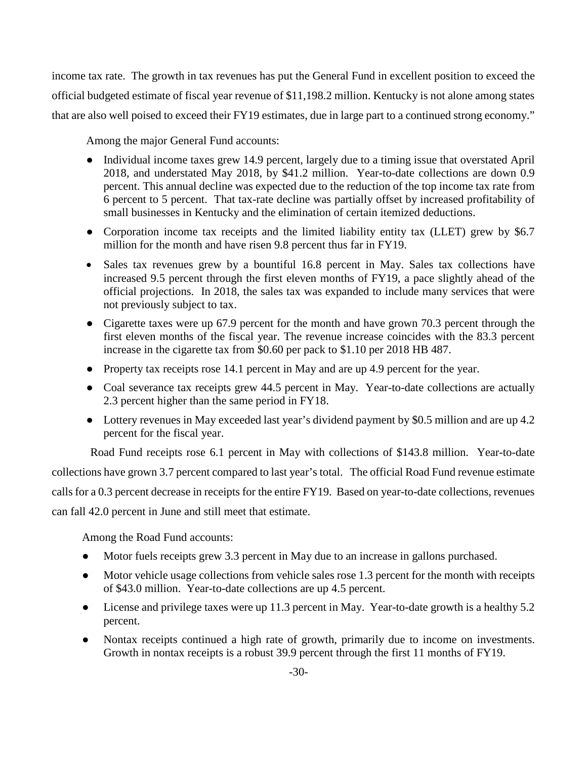income tax rate. The growth in tax revenues has put the General Fund in excellent position to exceed the official budgeted estimate of fiscal year revenue of $11,198.2 million. Kentucky is not alone among states that are also well poised to exceed their FY19 estimates, due in large part to a continued strong economy."

Among the major General Fund accounts:

- Individual income taxes grew 14.9 percent, largely due to a timing issue that overstated April 2018, and understated May 2018, by $41.2 million. Year-to-date collections are down 0.9 percent. This annual decline was expected due to the reduction of the top income tax rate from 6 percent to 5 percent. That tax-rate decline was partially offset by increased profitability of small businesses in Kentucky and the elimination of certain itemized deductions.
- Corporation income tax receipts and the limited liability entity tax (LLET) grew by $6.7 million for the month and have risen 9.8 percent thus far in FY19.
- Sales tax revenues grew by a bountiful 16.8 percent in May. Sales tax collections have increased 9.5 percent through the first eleven months of FY19, a pace slightly ahead of the official projections. In 2018, the sales tax was expanded to include many services that were not previously subject to tax.
- Cigarette taxes were up 67.9 percent for the month and have grown 70.3 percent through the first eleven months of the fiscal year. The revenue increase coincides with the 83.3 percent increase in the cigarette tax from $0.60 per pack to $1.10 per 2018 HB 487.
- Property tax receipts rose 14.1 percent in May and are up 4.9 percent for the year.
- Coal severance tax receipts grew 44.5 percent in May. Year-to-date collections are actually 2.3 percent higher than the same period in FY18.
- Lottery revenues in May exceeded last year's dividend payment by $0.5 million and are up 4.2 percent for the fiscal year.

Road Fund receipts rose 6.1 percent in May with collections of $143.8 million. Year-to-date collections have grown 3.7 percent compared to last year's total. The official Road Fund revenue estimate calls for a 0.3 percent decrease in receipts for the entire FY19. Based on year-to-date collections, revenues can fall 42.0 percent in June and still meet that estimate.

Among the Road Fund accounts:

- Motor fuels receipts grew 3.3 percent in May due to an increase in gallons purchased.
- Motor vehicle usage collections from vehicle sales rose 1.3 percent for the month with receipts of $43.0 million. Year-to-date collections are up 4.5 percent.
- License and privilege taxes were up 11.3 percent in May. Year-to-date growth is a healthy 5.2 percent.
- Nontax receipts continued a high rate of growth, primarily due to income on investments. Growth in nontax receipts is a robust 39.9 percent through the first 11 months of FY19.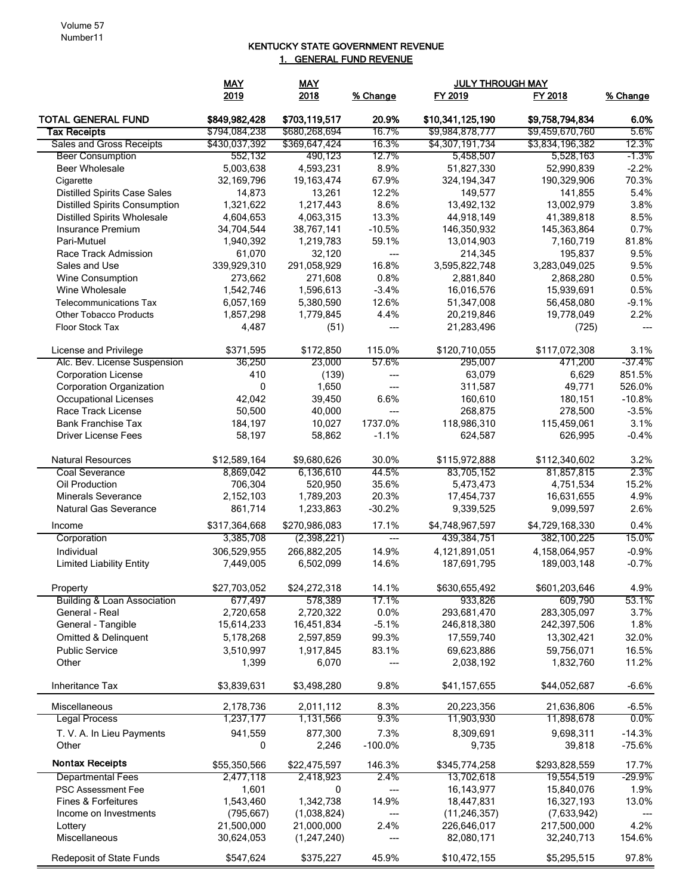# KENTUCKY STATE GOVERNMENT REVENUE

## 1. GENERAL FUND REVENUE

| | MAY 2019 | MAY 2018 | % Change | JULY THROUGH MAY FY 2019 | FY 2018 | % Change |
|---|---|---|---|---|---|---|
| **TOTAL GENERAL FUND** | **$849,982,428** | **$703,119,517** | **20.9%** | **$10,341,125,190** | **$9,758,794,834** | **6.0%** |
| **Tax Receipts** | $794,084,238 | $680,268,694 | 16.7% | $9,984,878,777 | $9,459,670,760 | 5.6% |
| Sales and Gross Receipts | $430,037,392 | $369,647,424 | 16.3% | $4,307,191,734 | $3,834,196,382 | 12.3% |
| Beer Consumption | 552,132 | 490,123 | 12.7% | 5,458,507 | 5,528,163 | -1.3% |
| Beer Wholesale | 5,003,638 | 4,593,231 | 8.9% | 51,827,330 | 52,990,839 | -2.2% |
| Cigarette | 32,169,796 | 19,163,474 | 67.9% | 324,194,347 | 190,329,906 | 70.3% |
| Distilled Spirits Case Sales | 14,873 | 13,261 | 12.2% | 149,577 | 141,855 | 5.4% |
| Distilled Spirits Consumption | 1,321,622 | 1,217,443 | 8.6% | 13,492,132 | 13,002,979 | 3.8% |
| Distilled Spirits Wholesale | 4,604,653 | 4,063,315 | 13.3% | 44,918,149 | 41,389,818 | 8.5% |
| Insurance Premium | 34,704,544 | 38,767,141 | -10.5% | 146,350,932 | 145,363,864 | 0.7% |
| Pari-Mutuel | 1,940,392 | 1,219,783 | 59.1% | 13,014,903 | 7,160,719 | 81.8% |
| Race Track Admission | 61,070 | 32,120 | --- | 214,345 | 195,837 | 9.5% |
| Sales and Use | 339,929,310 | 291,058,929 | 16.8% | 3,595,822,748 | 3,283,049,025 | 9.5% |
| Wine Consumption | 273,662 | 271,608 | 0.8% | 2,881,840 | 2,868,280 | 0.5% |
| Wine Wholesale | 1,542,746 | 1,596,613 | -3.4% | 16,016,576 | 15,939,691 | 0.5% |
| Telecommunications Tax | 6,057,169 | 5,380,590 | 12.6% | 51,347,008 | 56,458,080 | -9.1% |
| Other Tobacco Products | 1,857,298 | 1,779,845 | 4.4% | 20,219,846 | 19,778,049 | 2.2% |
| Floor Stock Tax | 4,487 | (51) | --- | 21,283,496 | (725) | --- |
| License and Privilege | $371,595 | $172,850 | 115.0% | $120,710,055 | $117,072,308 | 3.1% |
| Alc. Bev. License Suspension | 36,250 | 23,000 | 57.6% | 295,007 | 471,200 | -37.4% |
| Corporation License | 410 | (139) | --- | 63,079 | 6,629 | 851.5% |
| Corporation Organization | 0 | 1,650 | --- | 311,587 | 49,771 | 526.0% |
| Occupational Licenses | 42,042 | 39,450 | 6.6% | 160,610 | 180,151 | -10.8% |
| Race Track License | 50,500 | 40,000 | --- | 268,875 | 278,500 | -3.5% |
| Bank Franchise Tax | 184,197 | 10,027 | 1737.0% | 118,986,310 | 115,459,061 | 3.1% |
| Driver License Fees | 58,197 | 58,862 | -1.1% | 624,587 | 626,995 | -0.4% |
| Natural Resources | $12,589,164 | $9,680,626 | 30.0% | $115,972,888 | $112,340,602 | 3.2% |
| Coal Severance | 8,869,042 | 6,136,610 | 44.5% | 83,705,152 | 81,857,815 | 2.3% |
| Oil Production | 706,304 | 520,950 | 35.6% | 5,473,473 | 4,751,534 | 15.2% |
| Minerals Severance | 2,152,103 | 1,789,203 | 20.3% | 17,454,737 | 16,631,655 | 4.9% |
| Natural Gas Severance | 861,714 | 1,233,863 | -30.2% | 9,339,525 | 9,099,597 | 2.6% |
| Income | $317,364,668 | $270,986,083 | 17.1% | $4,748,967,597 | $4,729,168,330 | 0.4% |
| Corporation | 3,385,708 | (2,398,221) | --- | 439,384,751 | 382,100,225 | 15.0% |
| Individual | 306,529,955 | 266,882,205 | 14.9% | 4,121,891,051 | 4,158,064,957 | -0.9% |
| Limited Liability Entity | 7,449,005 | 6,502,099 | 14.6% | 187,691,795 | 189,003,148 | -0.7% |
| Property | $27,703,052 | $24,272,318 | 14.1% | $630,655,492 | $601,203,646 | 4.9% |
| Building & Loan Association | 677,497 | 578,389 | 17.1% | 933,826 | 609,790 | 53.1% |
| General - Real | 2,720,658 | 2,720,322 | 0.0% | 293,681,470 | 283,305,097 | 3.7% |
| General - Tangible | 15,614,233 | 16,451,834 | -5.1% | 246,818,380 | 242,397,506 | 1.8% |
| Omitted & Delinquent | 5,178,268 | 2,597,859 | 99.3% | 17,559,740 | 13,302,421 | 32.0% |
| Public Service | 3,510,997 | 1,917,845 | 83.1% | 69,623,886 | 59,756,071 | 16.5% |
| Other | 1,399 | 6,070 | --- | 2,038,192 | 1,832,760 | 11.2% |
| Inheritance Tax | $3,839,631 | $3,498,280 | 9.8% | $41,157,655 | $44,052,687 | -6.6% |
| Miscellaneous | 2,178,736 | 2,011,112 | 8.3% | 20,223,356 | 21,636,806 | -6.5% |
| Legal Process | 1,237,177 | 1,131,566 | 9.3% | 11,903,930 | 11,898,678 | 0.0% |
| T. V. A. In Lieu Payments | 941,559 | 877,300 | 7.3% | 8,309,691 | 9,698,311 | -14.3% |
| Other | 0 | 2,246 | -100.0% | 9,735 | 39,818 | -75.6% |
| **Nontax Receipts** | $55,350,566 | $22,475,597 | 146.3% | $345,774,258 | $293,828,559 | 17.7% |
| Departmental Fees | 2,477,118 | 2,418,923 | 2.4% | 13,702,618 | 19,554,519 | -29.9% |
| PSC Assessment Fee | 1,601 | 0 | --- | 16,143,977 | 15,840,076 | 1.9% |
| Fines & Forfeitures | 1,543,460 | 1,342,738 | 14.9% | 18,447,831 | 16,327,193 | 13.0% |
| Income on Investments | (795,667) | (1,038,824) | --- | (11,246,357) | (7,633,942) | --- |
| Lottery | 21,500,000 | 21,000,000 | 2.4% | 226,646,017 | 217,500,000 | 4.2% |
| Miscellaneous | 30,624,053 | (1,247,240) | --- | 82,080,171 | 32,240,713 | 154.6% |
| Redeposit of State Funds | $547,624 | $375,227 | 45.9% | $10,472,155 | $5,295,515 | 97.8% |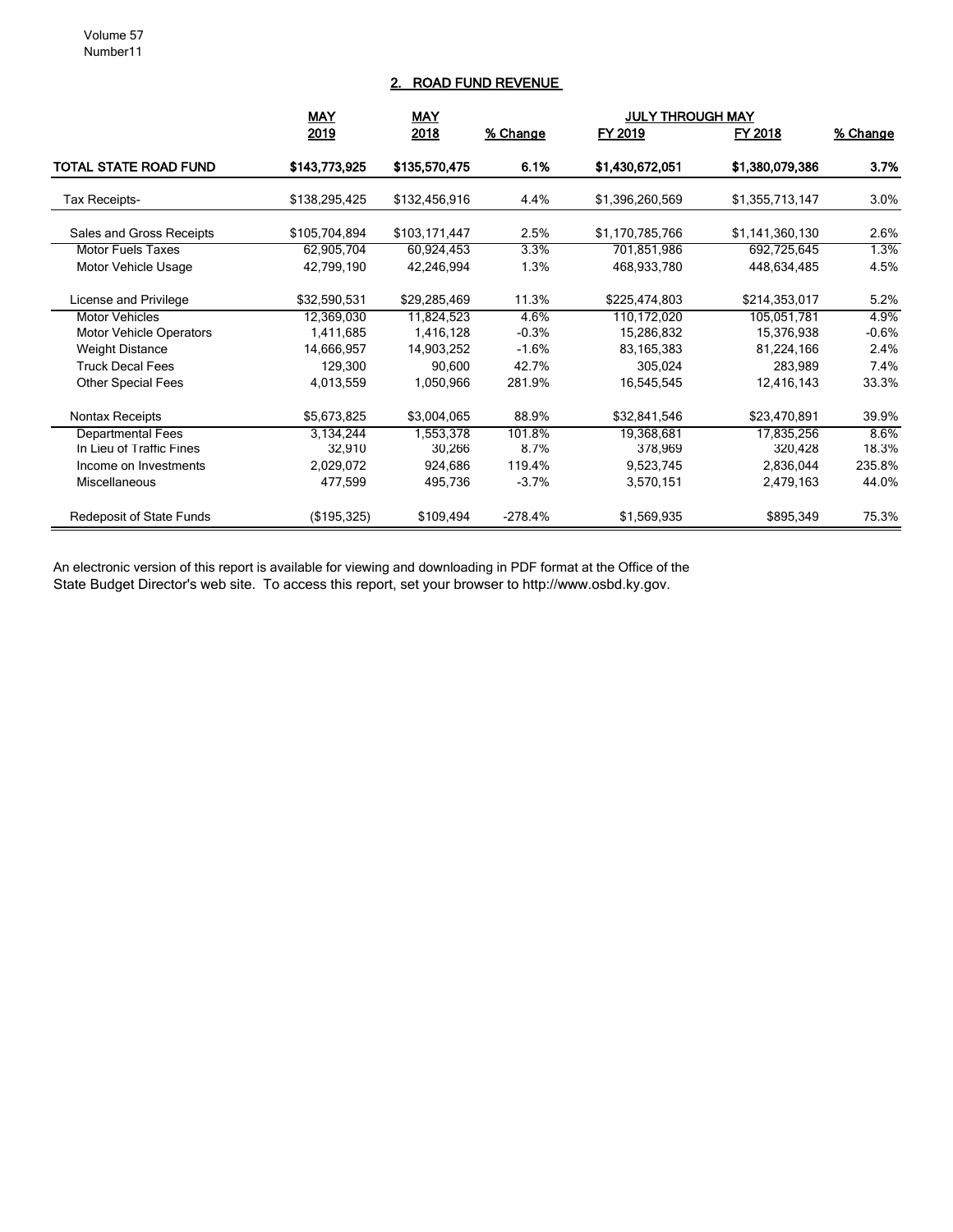## 2. ROAD FUND REVENUE

| | MAY 2019 | MAY 2018 | % Change | JULY THROUGH MAY FY 2019 | FY 2018 | % Change |
|---|---|---|---|---|---|---|
| **TOTAL STATE ROAD FUND** | **$143,773,925** | **$135,570,475** | **6.1%** | **$1,430,672,051** | **$1,380,079,386** | **3.7%** |
| Tax Receipts- | $138,295,425 | $132,456,916 | 4.4% | $1,396,260,569 | $1,355,713,147 | 3.0% |
| Sales and Gross Receipts | $105,704,894 | $103,171,447 | 2.5% | $1,170,785,766 | $1,141,360,130 | 2.6% |
| Motor Fuels Taxes | 62,905,704 | 60,924,453 | 3.3% | 701,851,986 | 692,725,645 | 1.3% |
| Motor Vehicle Usage | 42,799,190 | 42,246,994 | 1.3% | 468,933,780 | 448,634,485 | 4.5% |
| License and Privilege | $32,590,531 | $29,285,469 | 11.3% | $225,474,803 | $214,353,017 | 5.2% |
| Motor Vehicles | 12,369,030 | 11,824,523 | 4.6% | 110,172,020 | 105,051,781 | 4.9% |
| Motor Vehicle Operators | 1,411,685 | 1,416,128 | -0.3% | 15,286,832 | 15,376,938 | -0.6% |
| Weight Distance | 14,666,957 | 14,903,252 | -1.6% | 83,165,383 | 81,224,166 | 2.4% |
| Truck Decal Fees | 129,300 | 90,600 | 42.7% | 305,024 | 283,989 | 7.4% |
| Other Special Fees | 4,013,559 | 1,050,966 | 281.9% | 16,545,545 | 12,416,143 | 33.3% |
| Nontax Receipts | $5,673,825 | $3,004,065 | 88.9% | $32,841,546 | $23,470,891 | 39.9% |
| Departmental Fees | 3,134,244 | 1,553,378 | 101.8% | 19,368,681 | 17,835,256 | 8.6% |
| In Lieu of Traffic Fines | 32,910 | 30,266 | 8.7% | 378,969 | 320,428 | 18.3% |
| Income on Investments | 2,029,072 | 924,686 | 119.4% | 9,523,745 | 2,836,044 | 235.8% |
| Miscellaneous | 477,599 | 495,736 | -3.7% | 3,570,151 | 2,479,163 | 44.0% |
| Redeposit of State Funds | ($195,325) | $109,494 | -278.4% | $1,569,935 | $895,349 | 75.3% |

An electronic version of this report is available for viewing and downloading in PDF format at the Office of the State Budget Director's web site. To access this report, set your browser to http://www.osbd.ky.gov.